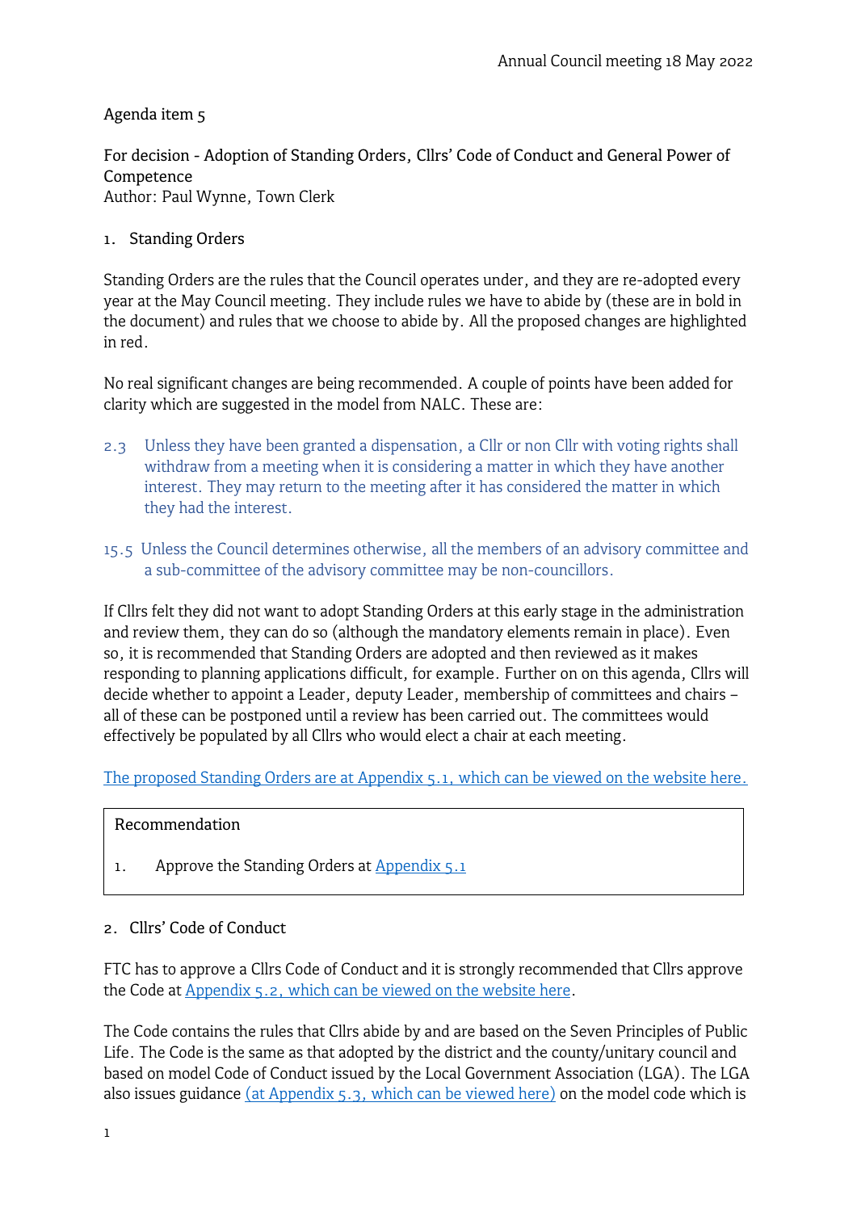Agenda item 5

For decision - Adoption of Standing Orders, Cllrs' Code of Conduct and General Power of Competence
Author: Paul Wynne, Town Clerk

## 1. Standing Orders

Standing Orders are the rules that the Council operates under, and they are re-adopted every year at the May Council meeting. They include rules we have to abide by (these are in bold in the document) and rules that we choose to abide by. All the proposed changes are highlighted in red.

No real significant changes are being recommended. A couple of points have been added for clarity which are suggested in the model from NALC. These are:

2.3 Unless they have been granted a dispensation, a Cllr or non Cllr with voting rights shall withdraw from a meeting when it is considering a matter in which they have another interest. They may return to the meeting after it has considered the matter in which they had the interest.

15.5 Unless the Council determines otherwise, all the members of an advisory committee and a sub-committee of the advisory committee may be non-councillors.

If Cllrs felt they did not want to adopt Standing Orders at this early stage in the administration and review them, they can do so (although the mandatory elements remain in place). Even so, it is recommended that Standing Orders are adopted and then reviewed as it makes responding to planning applications difficult, for example. Further on on this agenda, Cllrs will decide whether to appoint a Leader, deputy Leader, membership of committees and chairs – all of these can be postponed until a review has been carried out. The committees would effectively be populated by all Cllrs who would elect a chair at each meeting.

The proposed Standing Orders are at Appendix 5.1, which can be viewed on the website here.

| Recommendation |
| --- |
| 1. Approve the Standing Orders at Appendix 5.1 |

## 2. Cllrs' Code of Conduct

FTC has to approve a Cllrs Code of Conduct and it is strongly recommended that Cllrs approve the Code at Appendix 5.2, which can be viewed on the website here.

The Code contains the rules that Cllrs abide by and are based on the Seven Principles of Public Life. The Code is the same as that adopted by the district and the county/unitary council and based on model Code of Conduct issued by the Local Government Association (LGA). The LGA also issues guidance (at Appendix 5.3, which can be viewed here) on the model code which is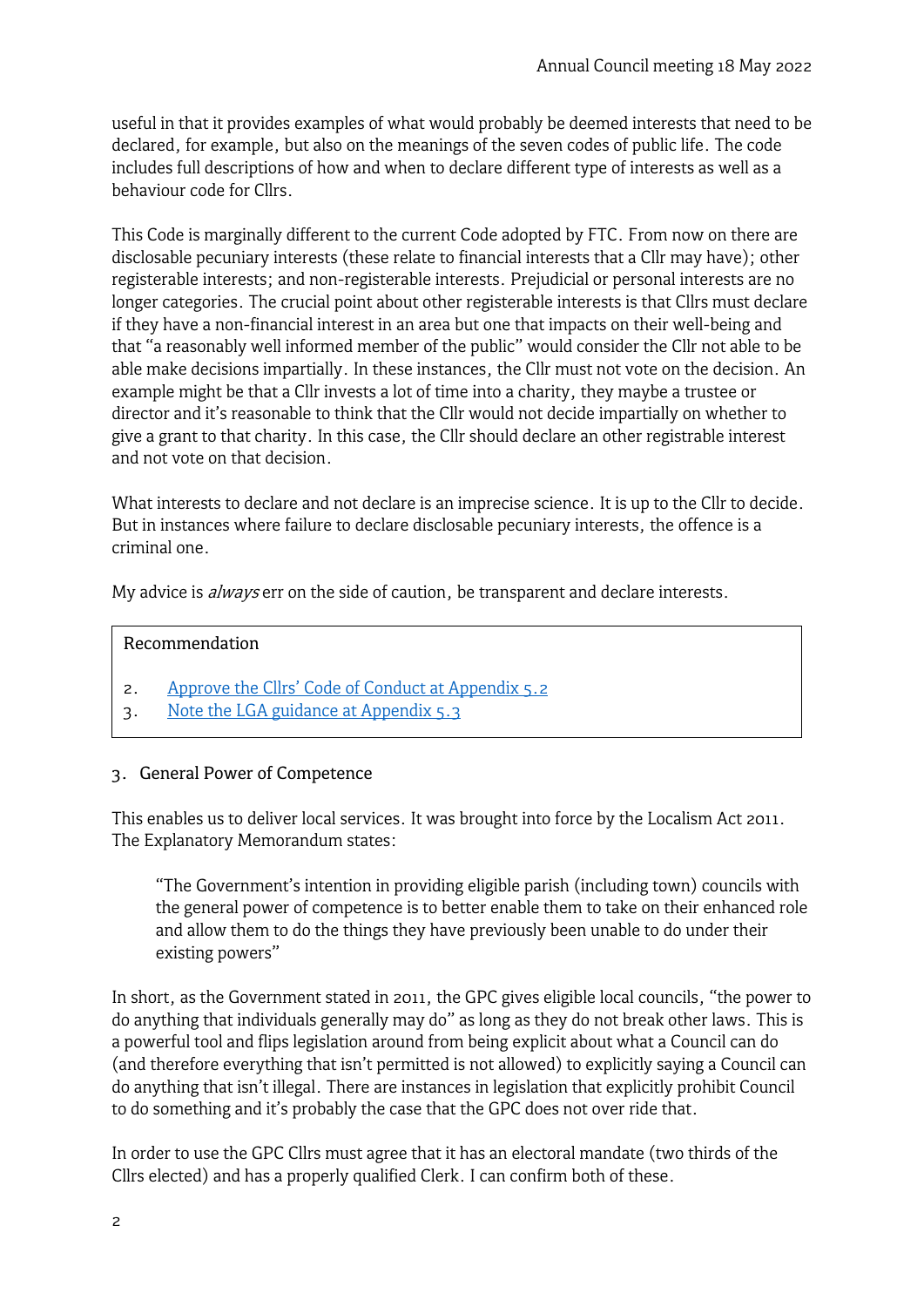useful in that it provides examples of what would probably be deemed interests that need to be declared, for example, but also on the meanings of the seven codes of public life. The code includes full descriptions of how and when to declare different type of interests as well as a behaviour code for Cllrs.

This Code is marginally different to the current Code adopted by FTC. From now on there are disclosable pecuniary interests (these relate to financial interests that a Cllr may have); other registerable interests; and non-registerable interests. Prejudicial or personal interests are no longer categories. The crucial point about other registerable interests is that Cllrs must declare if they have a non-financial interest in an area but one that impacts on their well-being and that "a reasonably well informed member of the public" would consider the Cllr not able to be able make decisions impartially. In these instances, the Cllr must not vote on the decision. An example might be that a Cllr invests a lot of time into a charity, they maybe a trustee or director and it's reasonable to think that the Cllr would not decide impartially on whether to give a grant to that charity. In this case, the Cllr should declare an other registrable interest and not vote on that decision.

What interests to declare and not declare is an imprecise science. It is up to the Cllr to decide. But in instances where failure to declare disclosable pecuniary interests, the offence is a criminal one.

My advice is *always* err on the side of caution, be transparent and declare interests.

> Recommendation
>
> 2. [Approve the Cllrs' Code of Conduct at Appendix 5.2]()
> 3. [Note the LGA guidance at Appendix 5.3]()

## 3. General Power of Competence

This enables us to deliver local services. It was brought into force by the Localism Act 2011. The Explanatory Memorandum states:

> "The Government's intention in providing eligible parish (including town) councils with the general power of competence is to better enable them to take on their enhanced role and allow them to do the things they have previously been unable to do under their existing powers"

In short, as the Government stated in 2011, the GPC gives eligible local councils, "the power to do anything that individuals generally may do" as long as they do not break other laws. This is a powerful tool and flips legislation around from being explicit about what a Council can do (and therefore everything that isn't permitted is not allowed) to explicitly saying a Council can do anything that isn't illegal. There are instances in legislation that explicitly prohibit Council to do something and it's probably the case that the GPC does not over ride that.

In order to use the GPC Cllrs must agree that it has an electoral mandate (two thirds of the Cllrs elected) and has a properly qualified Clerk. I can confirm both of these.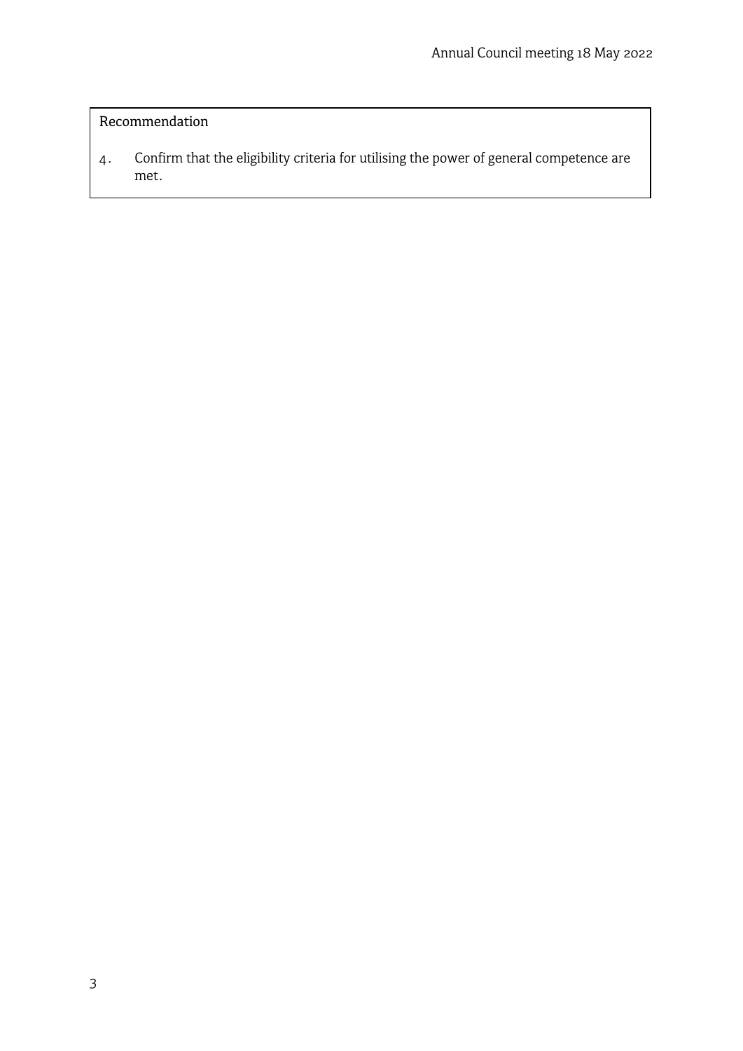Recommendation

4. Confirm that the eligibility criteria for utilising the power of general competence are met.